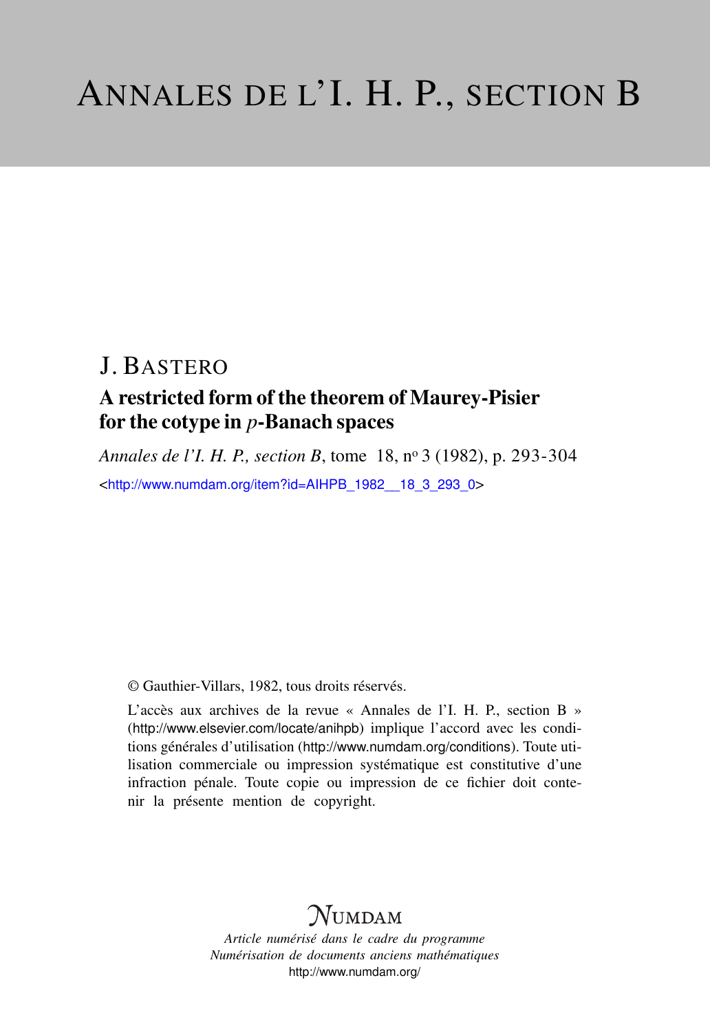# ANNALES DE L'I. H. P., SECTION B

## J. BASTERO

## A restricted form of the theorem of Maurey-Pisier for the cotype in $p$-Banach spaces

*Annales de l'I. H. P., section B*, tome 18, nº 3 (1982), p. 293-304

<http://www.numdam.org/item?id=AIHPB_1982__18_3_293_0>

© Gauthier-Villars, 1982, tous droits réservés.

L'accès aux archives de la revue « Annales de l'I. H. P., section B » (http://www.elsevier.com/locate/anihpb) implique l'accord avec les conditions générales d'utilisation (http://www.numdam.org/conditions). Toute utilisation commerciale ou impression systématique est constitutive d'une infraction pénale. Toute copie ou impression de ce fichier doit contenir la présente mention de copyright.

NUMDAM

*Article numérisé dans le cadre du programme Numérisation de documents anciens mathématiques*
http://www.numdam.org/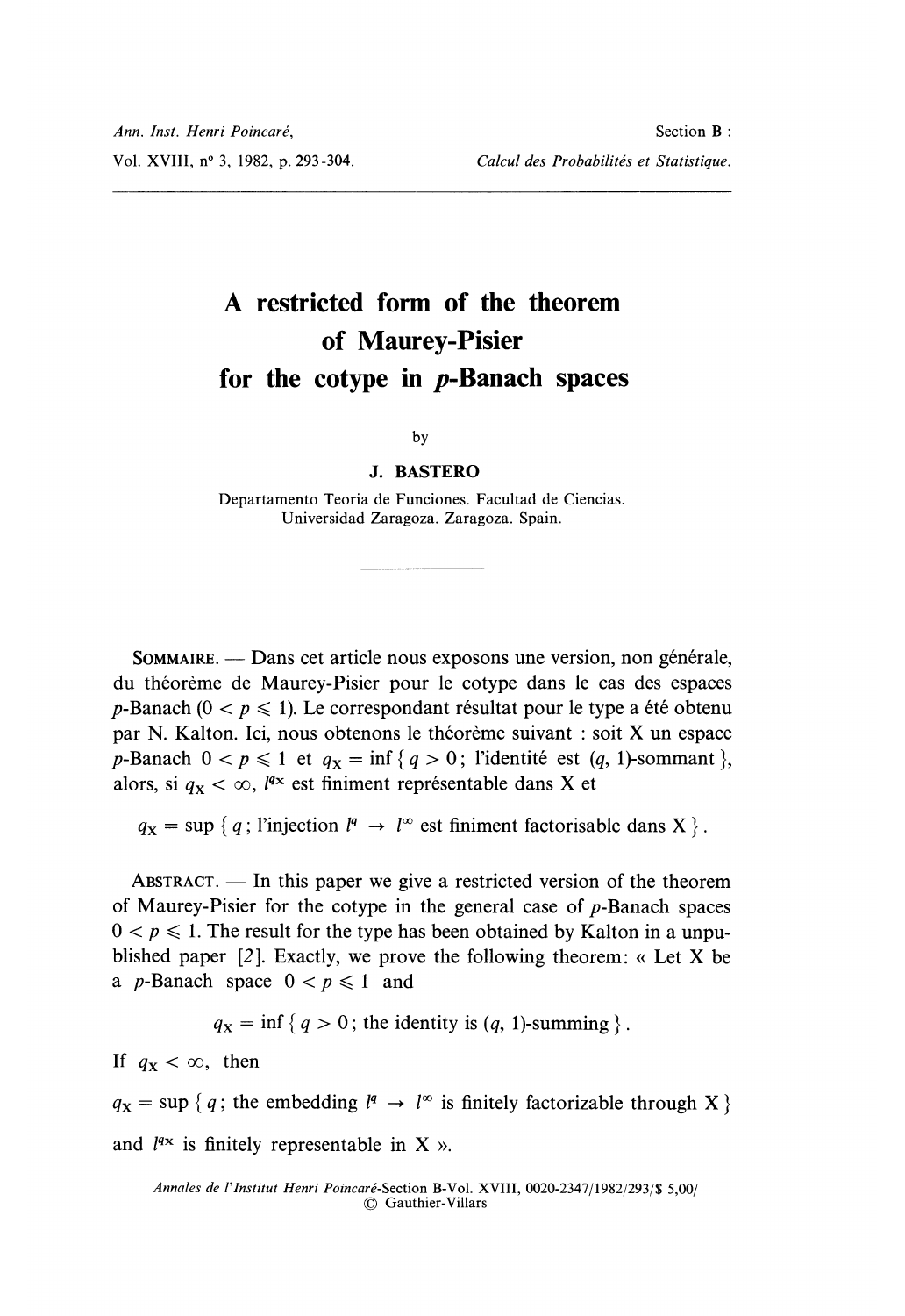# A restricted form of the theorem of Maurey-Pisier for the cotype in $p$-Banach spaces

by

**J. BASTERO**

Departamento Teoria de Funciones. Facultad de Ciencias.
Universidad Zaragoza. Zaragoza. Spain.

---

SOMMAIRE. — Dans cet article nous exposons une version, non générale, du théorème de Maurey-Pisier pour le cotype dans le cas des espaces $p$-Banach ($0 < p \leqslant 1$). Le correspondant résultat pour le type a été obtenu par N. Kalton. Ici, nous obtenons le théorème suivant : soit X un espace $p$-Banach $0 < p \leqslant 1$ et $q_X = \inf \{ q > 0 ;$ l'identité est $(q, 1)$-sommant $\}$, alors, si $q_X < \infty$, $l^{q_X}$ est finiment représentable dans X et

$$q_X = \sup \{ q ; \text{l'injection } l^q \to l^\infty \text{ est finiment factorisable dans X} \}.$$

ABSTRACT. — In this paper we give a restricted version of the theorem of Maurey-Pisier for the cotype in the general case of $p$-Banach spaces $0 < p \leqslant 1$. The result for the type has been obtained by Kalton in a unpublished paper [2]. Exactly, we prove the following theorem: « Let X be a $p$-Banach space $0 < p \leqslant 1$ and

$$q_X = \inf \{ q > 0 ; \text{the identity is } (q, 1)\text{-summing} \}.$$

If $q_X < \infty$, then

$$q_X = \sup \{ q ; \text{the embedding } l^q \to l^\infty \text{ is finitely factorizable through X} \}$$

and $l^{q_X}$ is finitely representable in X ».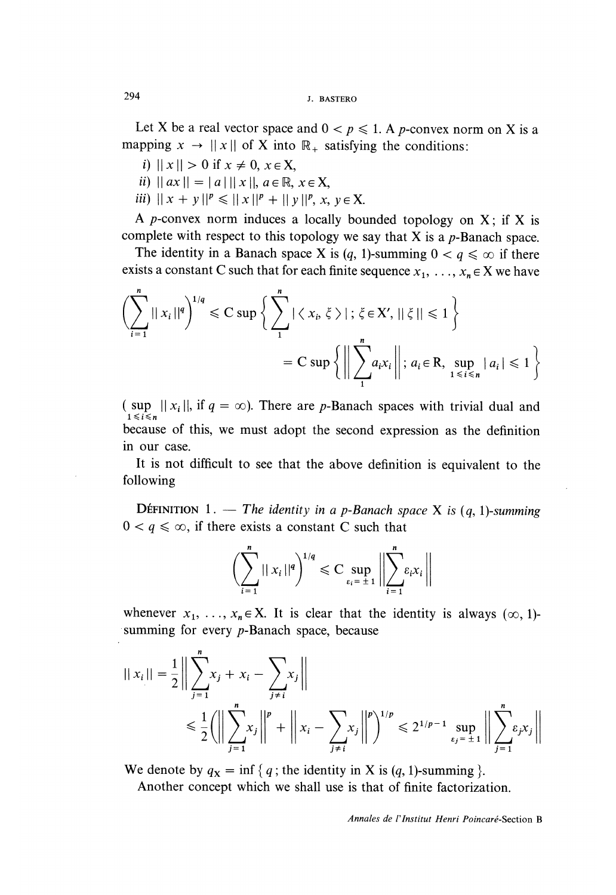Let X be a real vector space and $0 < p \leqslant 1$. A $p$-convex norm on X is a mapping $x \to \| x \|$ of X into $\mathbb{R}_+$ satisfying the conditions:

*i)* $\| x \| > 0$ if $x \neq 0$, $x \in \mathrm{X}$,

*ii)* $\| ax \| = | a | \, \| x \|$, $a \in \mathbb{R}$, $x \in \mathrm{X}$,

*iii)* $\| x + y \|^p \leqslant \| x \|^p + \| y \|^p$, $x, y \in \mathrm{X}$.

A $p$-convex norm induces a locally bounded topology on X; if X is complete with respect to this topology we say that X is a $p$-Banach space.

The identity in a Banach space X is $(q, 1)$-summing $0 < q \leqslant \infty$ if there exists a constant C such that for each finite sequence $x_1, \ldots, x_n \in \mathrm{X}$ we have

$$\left( \sum_{i=1}^{n} \| x_i \|^q \right)^{1/q} \leqslant \mathrm{C} \sup \left\{ \sum_{1}^{n} | \langle x_i, \xi \rangle | \, ; \, \xi \in \mathrm{X}', \, \| \xi \| \leqslant 1 \right\}$$

$$= \mathrm{C} \sup \left\{ \left\| \sum_{1}^{n} a_i x_i \right\| ; \, a_i \in \mathrm{R}, \, \sup_{1 \leqslant i \leqslant n} | a_i | \leqslant 1 \right\}$$

($\sup\limits_{1 \leqslant i \leqslant n} \| x_i \|$, if $q = \infty$). There are $p$-Banach spaces with trivial dual and because of this, we must adopt the second expression as the definition in our case.

It is not difficult to see that the above definition is equivalent to the following

DÉFINITION 1. — *The identity in a p-Banach space X is $(q, 1)$-summing $0 < q \leqslant \infty$, if there exists a constant C such that*

$$\left( \sum_{i=1}^{n} \| x_i \|^q \right)^{1/q} \leqslant \mathrm{C} \sup_{\varepsilon_i = \pm 1} \left\| \sum_{i=1}^{n} \varepsilon_i x_i \right\|$$

whenever $x_1, \ldots, x_n \in \mathrm{X}$. It is clear that the identity is always $(\infty, 1)$-summing for every $p$-Banach space, because

$$\| x_i \| = \frac{1}{2} \left\| \sum_{j=1}^{n} x_j + x_i - \sum_{j \neq i} x_j \right\|$$

$$\leqslant \frac{1}{2} \left( \left\| \sum_{j=1}^{n} x_j \right\|^p + \left\| x_i - \sum_{j \neq i} x_j \right\|^p \right)^{1/p} \leqslant 2^{1/p - 1} \sup_{\varepsilon_j = \pm 1} \left\| \sum_{j=1}^{n} \varepsilon_j x_j \right\|$$

We denote by $q_{\mathrm{X}} = \inf \{ q \, ; \text{ the identity in X is } (q, 1)\text{-summing} \}$.

Another concept which we shall use is that of finite factorization.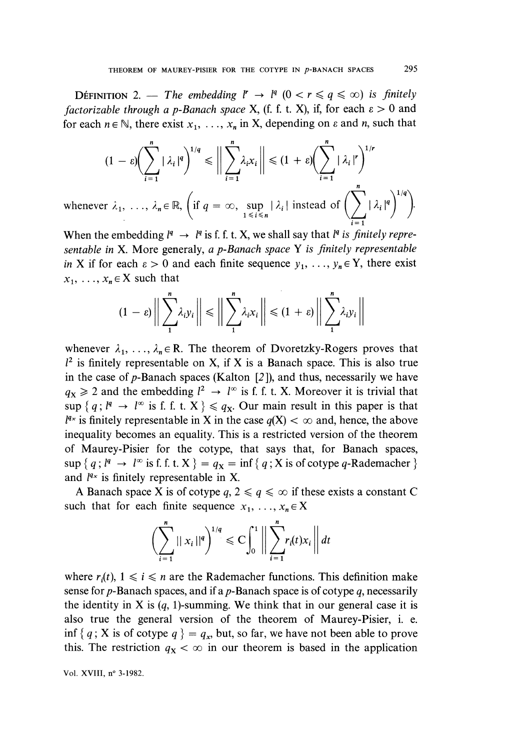DÉFINITION 2. — *The embedding $l^r \to l^q$ $(0 < r \leqslant q \leqslant \infty)$ is finitely factorizable through a p-Banach space* X, (f. f. t. X), if, for each $\varepsilon > 0$ and for each $n \in \mathbb{N}$, there exist $x_1, \ldots, x_n$ in X, depending on $\varepsilon$ and $n$, such that

$$(1-\varepsilon)\left(\sum_{i=1}^{n} |\lambda_i|^q\right)^{1/q} \leqslant \left\|\sum_{i=1}^{n} \lambda_i x_i\right\| \leqslant (1+\varepsilon)\left(\sum_{i=1}^{n} |\lambda_i|^r\right)^{1/r}$$

whenever $\lambda_1, \ldots, \lambda_n \in \mathbb{R}$, $\left(\text{if } q = \infty, \sup_{1 \leqslant i \leqslant n} |\lambda_i| \text{ instead of } \left(\sum_{i=1}^{n} |\lambda_i|^q\right)^{1/q}\right)$.

When the embedding $l^q \to l^q$ is f. f. t. X, we shall say that *$l^q$ is finitely representable in* X. More generaly, *a p-Banach space* Y *is finitely representable in* X if for each $\varepsilon > 0$ and each finite sequence $y_1, \ldots, y_n \in$ Y, there exist $x_1, \ldots, x_n \in$ X such that

$$(1-\varepsilon)\left\|\sum_{1}^{n} \lambda_i y_i\right\| \leqslant \left\|\sum_{1}^{n} \lambda_i x_i\right\| \leqslant (1+\varepsilon)\left\|\sum_{1}^{n} \lambda_i y_i\right\|$$

whenever $\lambda_1, \ldots, \lambda_n \in$ R. The theorem of Dvoretzky-Rogers proves that $l^2$ is finitely representable on X, if X is a Banach space. This is also true in the case of $p$-Banach spaces (Kalton [*2*]), and thus, necessarily we have $q_X \geqslant 2$ and the embedding $l^2 \to l^\infty$ is f. f. t. X. Moreover it is trivial that $\sup\{q\,; l^q \to l^\infty \text{ is f. f. t. X}\} \leqslant q_X$. Our main result in this paper is that $l^{q_X}$ is finitely representable in X in the case $q(X) < \infty$ and, hence, the above inequality becomes an equality. This is a restricted version of the theorem of Maurey-Pisier for the cotype, that says that, for Banach spaces, $\sup\{q\,; l^q \to l^\infty \text{ is f. f. t. X}\} = q_X = \inf\{q\,; \text{X is of cotype } q\text{-Rademacher}\}$ and $l^{q_X}$ is finitely representable in X.

A Banach space X is of cotype $q$, $2 \leqslant q \leqslant \infty$ if these exists a constant C such that for each finite sequence $x_1, \ldots, x_n \in$ X

$$\left(\sum_{i=1}^{n} \|x_i\|^q\right)^{1/q} \leqslant C\int_0^1 \left\|\sum_{i=1}^{n} r_i(t) x_i\right\| dt$$

where $r_i(t)$, $1 \leqslant i \leqslant n$ are the Rademacher functions. This definition make sense for $p$-Banach spaces, and if a $p$-Banach space is of cotype $q$, necessarily the identity in X is $(q, 1)$-summing. We think that in our general case it is also true the general version of the theorem of Maurey-Pisier, i. e. $\inf\{q\,; \text{X is of cotype } q\} = q_x$, but, so far, we have not been able to prove this. The restriction $q_X < \infty$ in our theorem is based in the application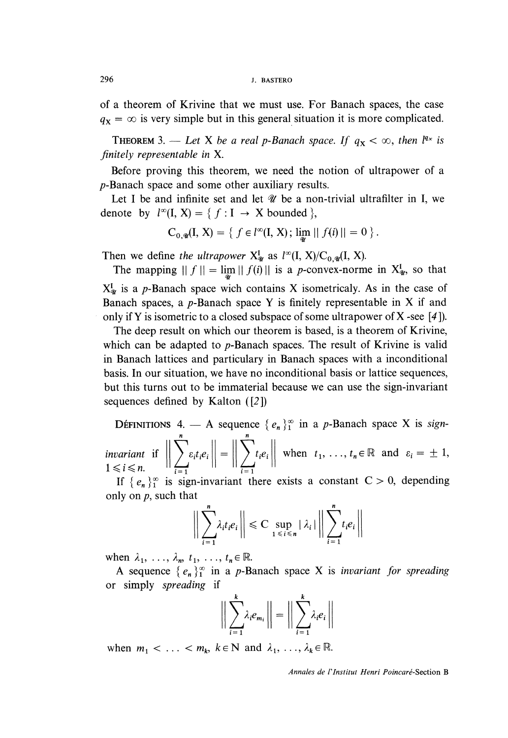of a theorem of Krivine that we must use. For Banach spaces, the case $q_X = \infty$ is very simple but in this general situation it is more complicated.

THEOREM 3. — *Let* X *be a real p-Banach space. If* $q_X < \infty$, *then* $l^{q_X}$ *is finitely representable in* X.

Before proving this theorem, we need the notion of ultrapower of a $p$-Banach space and some other auxiliary results.

Let I be and infinite set and let $\mathcal{U}$ be a non-trivial ultrafilter in I, we denote by $l^\infty(\mathrm{I}, \mathrm{X}) = \{ f : \mathrm{I} \to \mathrm{X} \text{ bounded} \}$,

$$\mathrm{C}_{0,\mathcal{U}}(\mathrm{I}, \mathrm{X}) = \{ f \in l^\infty(\mathrm{I}, \mathrm{X}) ; \lim_{\mathcal{U}} \| f(i) \| = 0 \} .$$

Then we define *the ultrapower* $\mathrm{X}^{\mathrm{I}}_{\mathcal{U}}$ as $l^\infty(\mathrm{I}, \mathrm{X})/\mathrm{C}_{0,\mathcal{U}}(\mathrm{I}, \mathrm{X})$.

The mapping $\| f \| = \lim_{\mathcal{U}} \| f(i) \|$ is a $p$-convex-norme in $\mathrm{X}^{\mathrm{I}}_{\mathcal{U}}$, so that $\mathrm{X}^{\mathrm{I}}_{\mathcal{U}}$ is a $p$-Banach space wich contains X isometricaly. As in the case of Banach spaces, a $p$-Banach space Y is finitely representable in X if and only if Y is isometric to a closed subspace of some ultrapower of X -see [*4*]).

The deep result on which our theorem is based, is a theorem of Krivine, which can be adapted to $p$-Banach spaces. The result of Krivine is valid in Banach lattices and particulary in Banach spaces with a inconditional basis. In our situation, we have no inconditional basis or lattice sequences, but this turns out to be immaterial because we can use the sign-invariant sequences defined by Kalton ([*2*])

DÉFINITIONS 4. — A sequence $\{ e_n \}_1^\infty$ in a $p$-Banach space X is *sign-invariant* if $\left\| \sum_{i=1}^n \varepsilon_i t_i e_i \right\| = \left\| \sum_{i=1}^n t_i e_i \right\|$ when $t_1, \ldots, t_n \in \mathbb{R}$ and $\varepsilon_i = \pm 1$, $1 \leqslant i \leqslant n$.

If $\{ e_n \}_1^\infty$ is sign-invariant there exists a constant $\mathrm{C} > 0$, depending only on $p$, such that

$$\left\| \sum_{i=1}^n \lambda_i t_i e_i \right\| \leqslant \mathrm{C} \sup_{1 \leqslant i \leqslant n} |\lambda_i| \left\| \sum_{i=1}^n t_i e_i \right\|$$

when $\lambda_1, \ldots, \lambda_n, t_1, \ldots, t_n \in \mathbb{R}$.

A sequence $\{ e_n \}_1^\infty$ in a $p$-Banach space X is *invariant for spreading* or simply *spreading* if

$$\left\| \sum_{i=1}^k \lambda_i e_{m_i} \right\| = \left\| \sum_{i=1}^k \lambda_i e_i \right\|$$

when $m_1 < \ldots < m_k$, $k \in \mathrm{N}$ and $\lambda_1, \ldots, \lambda_k \in \mathbb{R}$.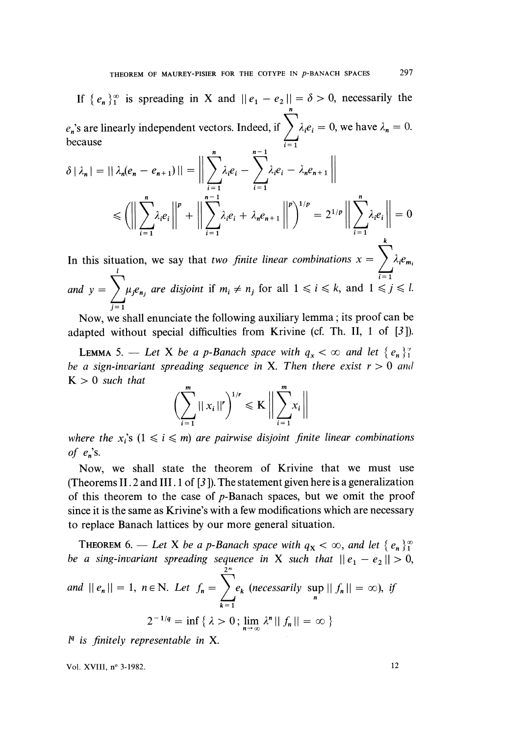If $\{e_n\}_1^\infty$ is spreading in X and $\|e_1 - e_2\| = \delta > 0$, necessarily the $e_n$'s are linearly independent vectors. Indeed, if $\sum_{i=1}^{n} \lambda_i e_i = 0$, we have $\lambda_n = 0$. because

$$\delta |\lambda_n| = \|\lambda_n(e_n - e_{n+1})\| = \left\| \sum_{i=1}^{n} \lambda_i e_i - \sum_{i=1}^{n-1} \lambda_i e_i - \lambda_n e_{n+1} \right\|$$

$$\leqslant \left( \left\| \sum_{i=1}^{n} \lambda_i e_i \right\|^p + \left\| \sum_{i=1}^{n-1} \lambda_i e_i + \lambda_n e_{n+1} \right\|^p \right)^{1/p} = 2^{1/p} \left\| \sum_{i=1}^{n} \lambda_i e_i \right\| = 0$$

In this situation, we say that *two finite linear combinations* $x = \sum_{i=1}^{k} \lambda_i e_{m_i}$ *and* $y = \sum_{j=1}^{l} \mu_j e_{n_j}$ *are disjoint* if $m_i \neq n_j$ for all $1 \leqslant i \leqslant k$, and $1 \leqslant j \leqslant l$.

Now, we shall enunciate the following auxiliary lemma; its proof can be adapted without special difficulties from Krivine (cf. Th. II, 1 of [3]).

LEMMA 5. — *Let X be a p-Banach space with $q_x < \infty$ and let $\{e_n\}_1^\infty$ be a sign-invariant spreading sequence in X. Then there exist $r > 0$ and $K > 0$ such that*

$$\left( \sum_{i=1}^{m} \|x_i\|^r \right)^{1/r} \leqslant K \left\| \sum_{i=1}^{m} x_i \right\|$$

*where the $x_i$'s ($1 \leqslant i \leqslant m$) are pairwise disjoint finite linear combinations of $e_n$'s.*

Now, we shall state the theorem of Krivine that we must use (Theorems II.2 and III.1 of [3]). The statement given here is a generalization of this theorem to the case of p-Banach spaces, but we omit the proof since it is the same as Krivine's with a few modifications which are necessary to replace Banach lattices by our more general situation.

THEOREM 6. — *Let X be a p-Banach space with $q_X < \infty$, and let $\{e_n\}_1^\infty$ be a sing-invariant spreading sequence in X such that $\|e_1 - e_2\| > 0$, and $\|e_n\| = 1$, $n \in \mathbb{N}$. Let $f_n = \sum_{k=1}^{2^n} e_k$ (necessarily $\sup_n \|f_n\| = \infty$), if*

$$2^{-1/q} = \inf \{ \lambda > 0 ; \lim_{n \to \infty} \lambda^n \|f_n\| = \infty \}$$

*$l^q$ is finitely representable in X.*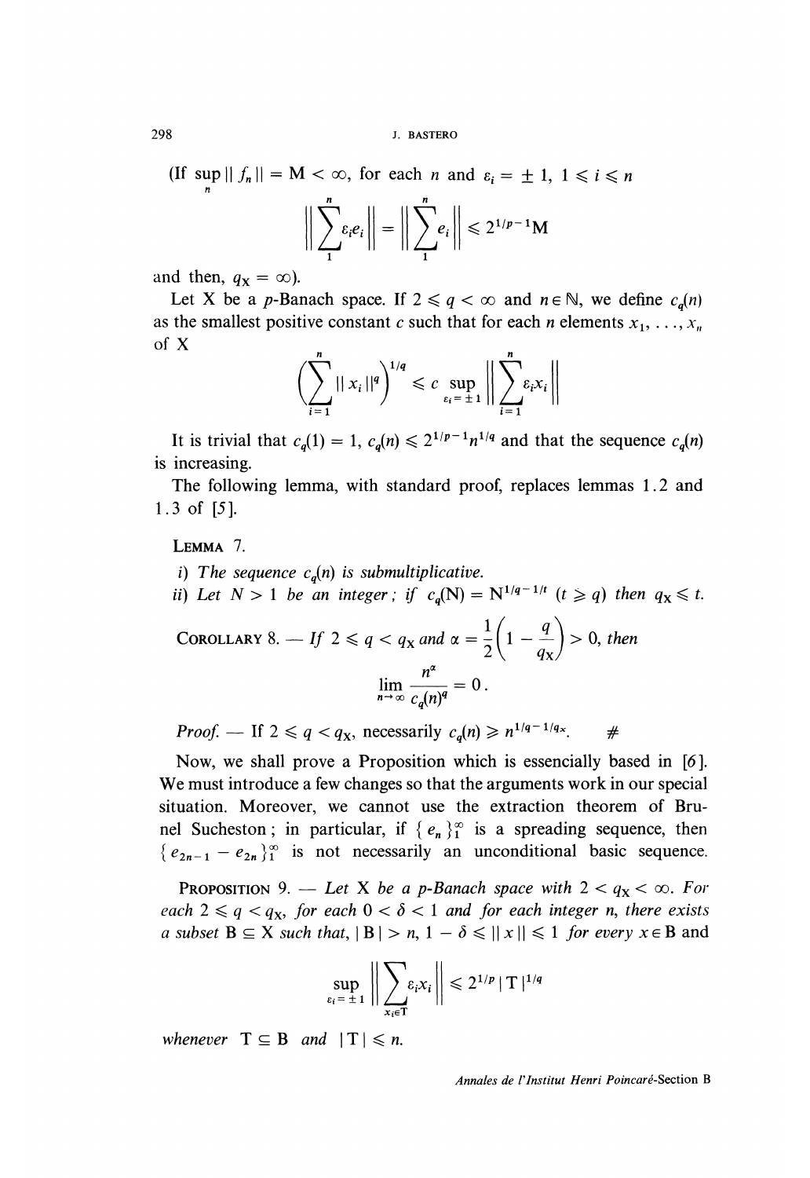(If $\sup_n \| f_n \| = M < \infty$, for each $n$ and $\varepsilon_i = \pm 1$, $1 \leqslant i \leqslant n$

$$\left\| \sum_1^n \varepsilon_i e_i \right\| = \left\| \sum_1^n e_i \right\| \leqslant 2^{1/p - 1} M$$

and then, $q_X = \infty$).

Let X be a $p$-Banach space. If $2 \leqslant q < \infty$ and $n \in \mathbb{N}$, we define $c_q(n)$ as the smallest positive constant $c$ such that for each $n$ elements $x_1, \ldots, x_n$ of X

$$\left( \sum_{i=1}^n \| x_i \|^q \right)^{1/q} \leqslant c \sup_{\varepsilon_i = \pm 1} \left\| \sum_{i=1}^n \varepsilon_i x_i \right\|$$

It is trivial that $c_q(1) = 1$, $c_q(n) \leqslant 2^{1/p - 1} n^{1/q}$ and that the sequence $c_q(n)$ is increasing.

The following lemma, with standard proof, replaces lemmas 1.2 and 1.3 of [5].

LEMMA 7.

*i) The sequence $c_q(n)$ is submultiplicative.*

*ii) Let $N > 1$ be an integer; if $c_q(N) = N^{1/q - 1/t}$ $(t \geqslant q)$ then $q_X \leqslant t$.*

COROLLARY 8. — *If $2 \leqslant q < q_X$ and $\alpha = \dfrac{1}{2}\left(1 - \dfrac{q}{q_X}\right) > 0$, then*

$$\lim_{n \to \infty} \frac{n^\alpha}{c_q(n)^q} = 0 .$$

*Proof.* — If $2 \leqslant q < q_X$, necessarily $c_q(n) \geqslant n^{1/q - 1/q_X}$. #

Now, we shall prove a Proposition which is essencially based in [6]. We must introduce a few changes so that the arguments work in our special situation. Moreover, we cannot use the extraction theorem of Brunel Sucheston; in particular, if $\{ e_n \}_1^\infty$ is a spreading sequence, then $\{ e_{2n-1} - e_{2n} \}_1^\infty$ is not necessarily an unconditional basic sequence.

PROPOSITION 9. — *Let X be a $p$-Banach space with $2 < q_X < \infty$. For each $2 \leqslant q < q_X$, for each $0 < \delta < 1$ and for each integer $n$, there exists a subset $B \subseteq X$ such that, $|B| > n$, $1 - \delta \leqslant \| x \| \leqslant 1$ for every $x \in B$ and*

$$\sup_{\varepsilon_i = \pm 1} \left\| \sum_{x_i \in T} \varepsilon_i x_i \right\| \leqslant 2^{1/p} |T|^{1/q}$$

*whenever $T \subseteq B$ and $|T| \leqslant n$.*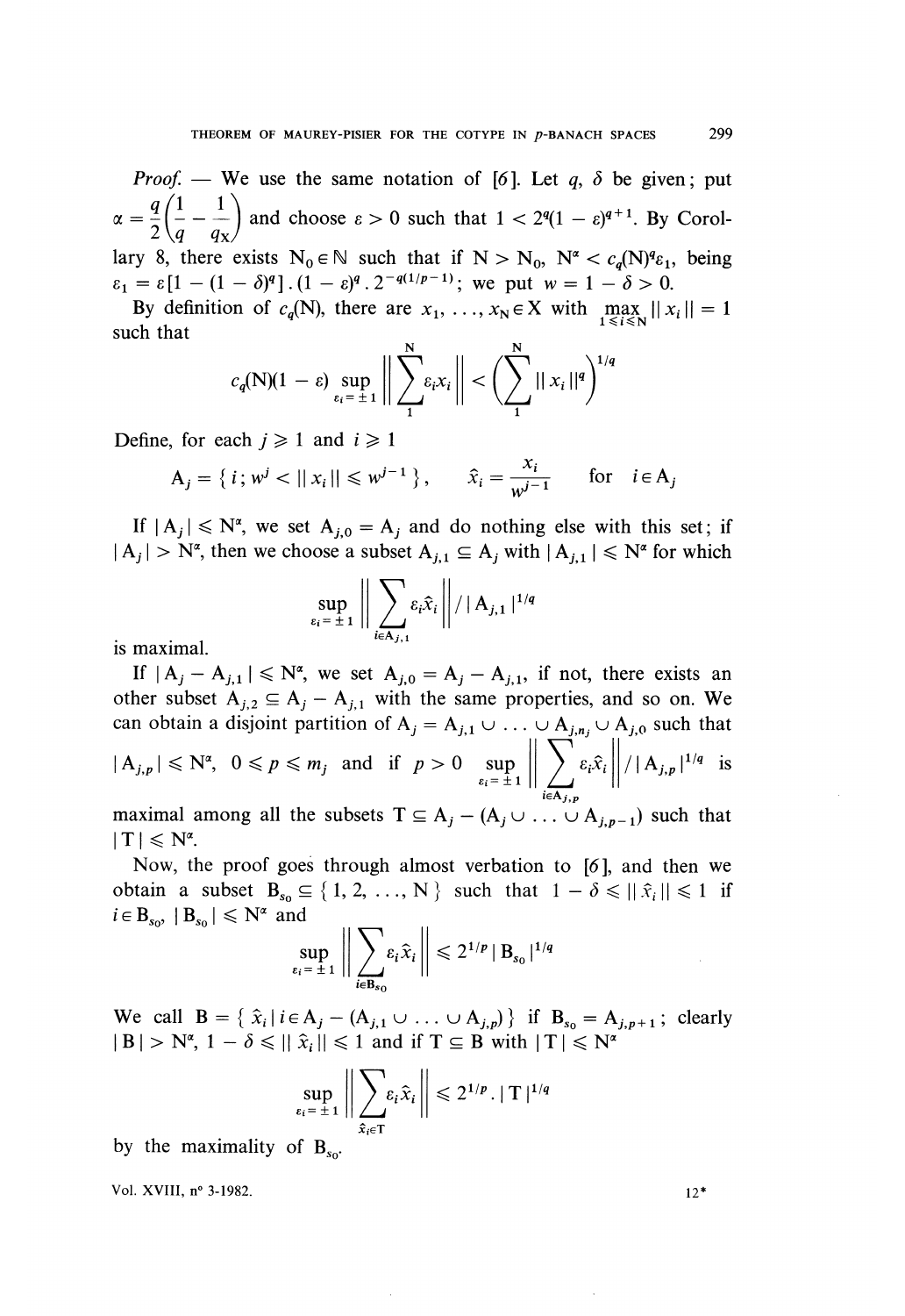*Proof.* — We use the same notation of [6]. Let $q$, $\delta$ be given; put $\alpha = \frac{q}{2}\left(\frac{1}{q} - \frac{1}{q_X}\right)$ and choose $\varepsilon > 0$ such that $1 < 2^q(1-\varepsilon)^{q+1}$. By Corollary 8, there exists $N_0 \in \mathbb{N}$ such that if $N > N_0$, $N^\alpha < c_q(N)^q \varepsilon_1$, being $\varepsilon_1 = \varepsilon[1-(1-\delta)^q].(1-\varepsilon)^q.2^{-q(1/p-1)}$; we put $w = 1 - \delta > 0$.

By definition of $c_q(N)$, there are $x_1, \ldots, x_N \in X$ with $\max\limits_{1 \leqslant i \leqslant N} \|x_i\| = 1$ such that

$$c_q(N)(1-\varepsilon) \sup_{\varepsilon_i = \pm 1} \left\| \sum_1^N \varepsilon_i x_i \right\| < \left( \sum_1^N \|x_i\|^q \right)^{1/q}$$

Define, for each $j \geqslant 1$ and $i \geqslant 1$

$$A_j = \{ i ; w^j < \|x_i\| \leqslant w^{j-1} \}, \qquad \hat{x}_i = \frac{x_i}{w^{j-1}} \quad \text{for} \quad i \in A_j$$

If $|A_j| \leqslant N^\alpha$, we set $A_{j,0} = A_j$ and do nothing else with this set; if $|A_j| > N^\alpha$, then we choose a subset $A_{j,1} \subseteq A_j$ with $|A_{j,1}| \leqslant N^\alpha$ for which

$$\sup_{\varepsilon_i = \pm 1} \left\| \sum_{i \in A_{j,1}} \varepsilon_i \hat{x}_i \right\| / |A_{j,1}|^{1/q}$$

is maximal.

If $|A_j - A_{j,1}| \leqslant N^\alpha$, we set $A_{j,0} = A_j - A_{j,1}$, if not, there exists an other subset $A_{j,2} \subseteq A_j - A_{j,1}$ with the same properties, and so on. We can obtain a disjoint partition of $A_j = A_{j,1} \cup \ldots \cup A_{j,n_j} \cup A_{j,0}$ such that $|A_{j,p}| \leqslant N^\alpha$, $0 \leqslant p \leqslant m_j$ and if $p > 0$ $\sup\limits_{\varepsilon_i = \pm 1} \left\| \sum\limits_{i \in A_{j,p}} \varepsilon_i \hat{x}_i \right\| / |A_{j,p}|^{1/q}$ is maximal among all the subsets $T \subseteq A_j - (A_j \cup \ldots \cup A_{j,p-1})$ such that $|T| \leqslant N^\alpha$.

Now, the proof goes through almost verbation to [6], and then we obtain a subset $B_{s_0} \subseteq \{1, 2, \ldots, N\}$ such that $1 - \delta \leqslant \|\hat{x}_i\| \leqslant 1$ if $i \in B_{s_0}$, $|B_{s_0}| \leqslant N^\alpha$ and

$$\sup_{\varepsilon_i = \pm 1} \left\| \sum_{i \in B_{s_0}} \varepsilon_i \hat{x}_i \right\| \leqslant 2^{1/p} |B_{s_0}|^{1/q}$$

We call $B = \{ \hat{x}_i \mid i \in A_j - (A_{j,1} \cup \ldots \cup A_{j,p}) \}$ if $B_{s_0} = A_{j,p+1}$; clearly $|B| > N^\alpha$, $1 - \delta \leqslant \|\hat{x}_i\| \leqslant 1$ and if $T \subseteq B$ with $|T| \leqslant N^\alpha$

$$\sup_{\varepsilon_i = \pm 1} \left\| \sum_{\hat{x}_i \in T} \varepsilon_i \hat{x}_i \right\| \leqslant 2^{1/p}.|T|^{1/q}$$

by the maximality of $B_{s_0}$.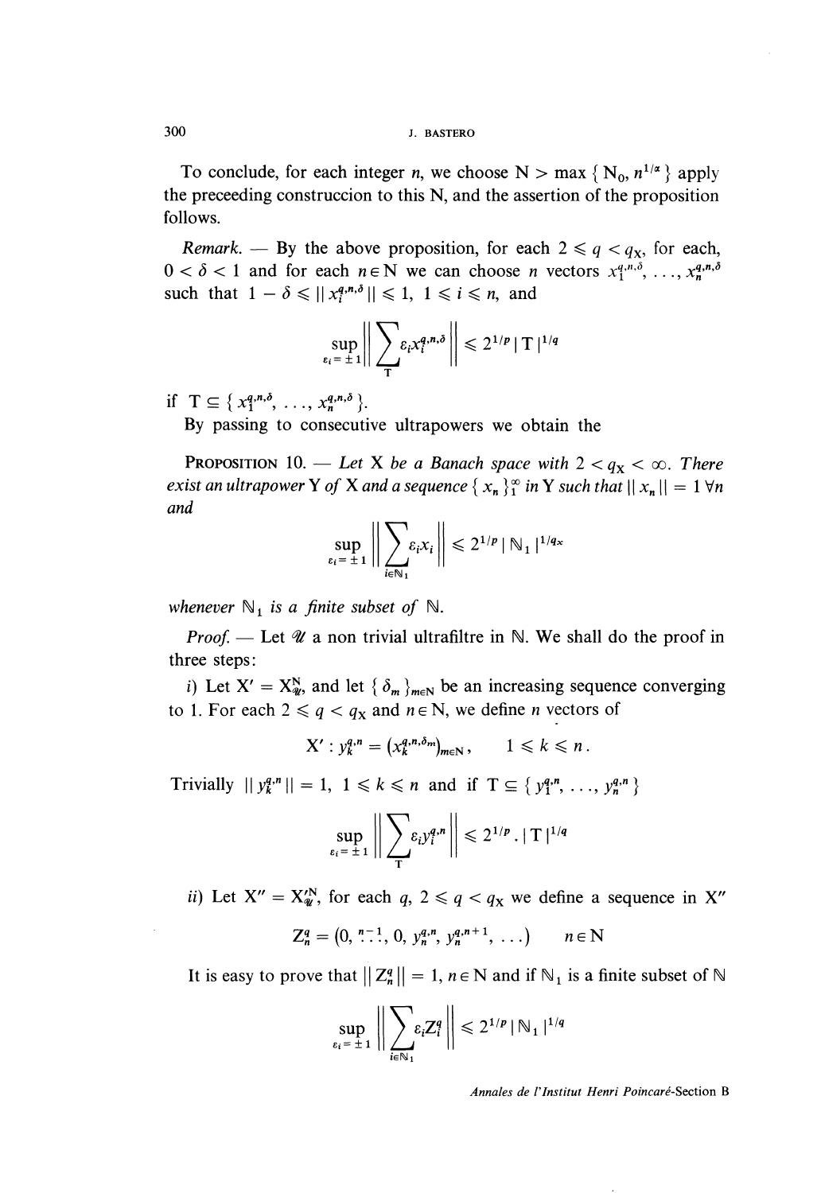To conclude, for each integer $n$, we choose $N > \max \{ N_0, n^{1/\alpha} \}$ apply the preceeding construccion to this N, and the assertion of the proposition follows.

*Remark.* — By the above proposition, for each $2 \leqslant q < q_X$, for each, $0 < \delta < 1$ and for each $n \in \mathbb{N}$ we can choose $n$ vectors $x_1^{q,n,\delta}, \ldots, x_n^{q,n,\delta}$ such that $1 - \delta \leqslant \| x_i^{q,n,\delta} \| \leqslant 1$, $1 \leqslant i \leqslant n$, and

$$\sup_{\varepsilon_i = \pm 1} \left\| \sum_{T} \varepsilon_i x_i^{q,n,\delta} \right\| \leqslant 2^{1/p} \, | T |^{1/q}$$

if $T \subseteq \{ x_1^{q,n,\delta}, \ldots, x_n^{q,n,\delta} \}$.

By passing to consecutive ultrapowers we obtain the

**PROPOSITION 10.** — *Let X be a Banach space with $2 < q_X < \infty$. There exist an ultrapower Y of X and a sequence $\{ x_n \}_1^\infty$ in Y such that $\| x_n \| = 1 \; \forall n$ and*

$$\sup_{\varepsilon_i = \pm 1} \left\| \sum_{i \in \mathbb{N}_1} \varepsilon_i x_i \right\| \leqslant 2^{1/p} \, | \mathbb{N}_1 |^{1/q_X}$$

*whenever $\mathbb{N}_1$ is a finite subset of $\mathbb{N}$.*

*Proof.* — Let $\mathcal{U}$ a non trivial ultrafiltre in $\mathbb{N}$. We shall do the proof in three steps:

*i)* Let $X' = X_{\mathcal{U}}^{\mathbb{N}}$, and let $\{ \delta_m \}_{m \in \mathbb{N}}$ be an increasing sequence converging to 1. For each $2 \leqslant q < q_X$ and $n \in \mathbb{N}$, we define $n$ vectors of

$$X' : y_k^{q,n} = (x_k^{q,n,\delta_m})_{m \in \mathbb{N}}, \qquad 1 \leqslant k \leqslant n .$$

Trivially $\| y_k^{q,n} \| = 1$, $1 \leqslant k \leqslant n$ and if $T \subseteq \{ y_1^{q,n}, \ldots, y_n^{q,n} \}$

$$\sup_{\varepsilon_i = \pm 1} \left\| \sum_{T} \varepsilon_i y_i^{q,n} \right\| \leqslant 2^{1/p} \, . \, | T |^{1/q}$$

*ii)* Let $X'' = X'^{\mathbb{N}}_{\mathcal{U}}$, for each $q$, $2 \leqslant q < q_X$ we define a sequence in $X''$

$$Z_n^q = (0, \overset{n-1}{\ldots}, 0, y_n^{q,n}, y_n^{q,n+1}, \ldots) \qquad n \in \mathbb{N}$$

It is easy to prove that $\| Z_n^q \| = 1$, $n \in \mathbb{N}$ and if $\mathbb{N}_1$ is a finite subset of $\mathbb{N}$

$$\sup_{\varepsilon_i = \pm 1} \left\| \sum_{i \in \mathbb{N}_1} \varepsilon_i Z_i^q \right\| \leqslant 2^{1/p} \, | \mathbb{N}_1 |^{1/q}$$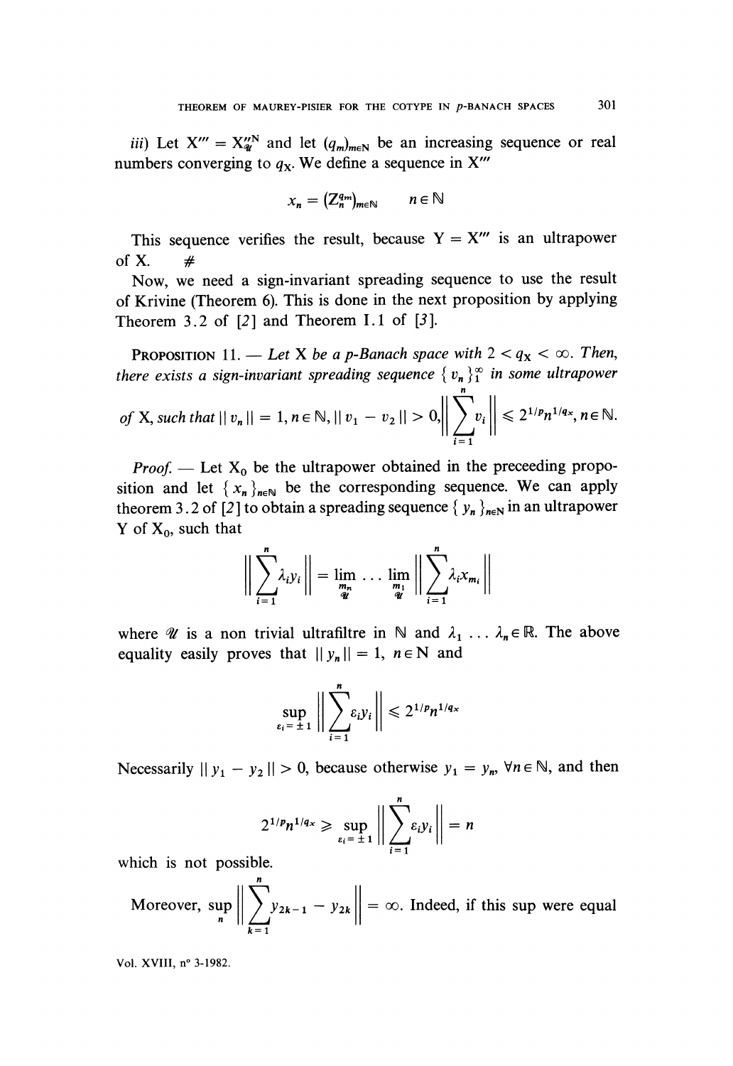*iii)* Let $X''' = X_{\mathcal{U}}''^{\mathbb{N}}$ and let $(q_m)_{m\in\mathbb{N}}$ be an increasing sequence or real numbers converging to $q_X$. We define a sequence in $X'''$

$$x_n = (Z_n^{q_m})_{m\in\mathbb{N}} \qquad n \in \mathbb{N}$$

This sequence verifies the result, because $Y = X'''$ is an ultrapower of X. #

Now, we need a sign-invariant spreading sequence to use the result of Krivine (Theorem 6). This is done in the next proposition by applying Theorem 3.2 of [2] and Theorem I.1 of [3].

PROPOSITION 11. — *Let X be a p-Banach space with $2 < q_X < \infty$. Then, there exists a sign-invariant spreading sequence $\{ v_n \}_1^\infty$ in some ultrapower of X, such that $\| v_n \| = 1, n \in \mathbb{N}, \| v_1 - v_2 \| > 0, \left\| \sum_{i=1}^{n} v_i \right\| \leqslant 2^{1/p} n^{1/q_X}, n \in \mathbb{N}$.*

*Proof.* — Let $X_0$ be the ultrapower obtained in the preceeding proposition and let $\{ x_n \}_{n\in\mathbb{N}}$ be the corresponding sequence. We can apply theorem 3.2 of [2] to obtain a spreading sequence $\{ y_n \}_{n\in\mathbb{N}}$ in an ultrapower Y of $X_0$, such that

$$\left\| \sum_{i=1}^{n} \lambda_i y_i \right\| = \lim_{\substack{m_n \\ \mathcal{U}}} \ldots \lim_{\substack{m_1 \\ \mathcal{U}}} \left\| \sum_{i=1}^{n} \lambda_i x_{m_i} \right\|$$

where $\mathcal{U}$ is a non trivial ultrafiltre in $\mathbb{N}$ and $\lambda_1 \ldots \lambda_n \in \mathbb{R}$. The above equality easily proves that $\| y_n \| = 1$, $n \in \mathbb{N}$ and

$$\sup_{\varepsilon_i = \pm 1} \left\| \sum_{i=1}^{n} \varepsilon_i y_i \right\| \leqslant 2^{1/p} n^{1/q_X}$$

Necessarily $\| y_1 - y_2 \| > 0$, because otherwise $y_1 = y_n$, $\forall n \in \mathbb{N}$, and then

$$2^{1/p} n^{1/q_X} \geqslant \sup_{\varepsilon_i = \pm 1} \left\| \sum_{i=1}^{n} \varepsilon_i y_i \right\| = n$$

which is not possible.

Moreover, $\sup_n \left\| \sum_{k=1}^{n} y_{2k-1} - y_{2k} \right\| = \infty$. Indeed, if this sup were equal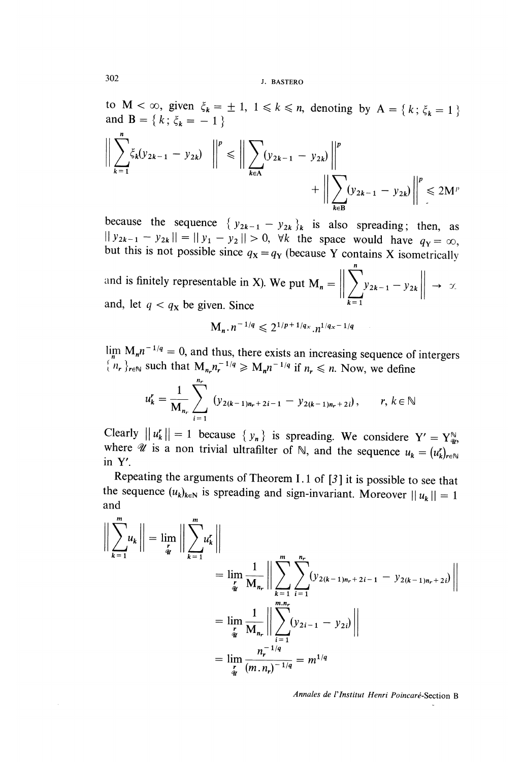to $M < \infty$, given $\xi_k = \pm 1$, $1 \leqslant k \leqslant n$, denoting by $A = \{ k ; \xi_k = 1 \}$ and $B = \{ k ; \xi_k = -1 \}$

$$\left\| \sum_{k=1}^{n} \xi_k (y_{2k-1} - y_{2k}) \right\|^p \leqslant \left\| \sum_{k \in A} (y_{2k-1} - y_{2k}) \right\|^p + \left\| \sum_{k \in B} (y_{2k-1} - y_{2k}) \right\|^p \leqslant 2M^p$$

because the sequence $\{ y_{2k-1} - y_{2k} \}_k$ is also spreading; then, as $\| y_{2k-1} - y_{2k} \| = \| y_1 - y_2 \| > 0$, $\forall k$ the space would have $q_Y = \infty$, but this is not possible since $q_X = q_Y$ (because Y contains X isometrically and is finitely representable in X). We put $M_n = \left\| \sum_{k=1}^{n} y_{2k-1} - y_{2k} \right\| \to \infty$ and, let $q < q_X$ be given. Since

$$M_n . n^{-1/q} \leqslant 2^{1/p + 1/q_X} . n^{1/q_X - 1/q}$$

$\lim_n M_n n^{-1/q} = 0$, and thus, there exists an increasing sequence of intergers $\{ n_r \}_{r \in \mathbb{N}}$ such that $M_{n_r} n_r^{-1/q} \geqslant M_n n^{-1/q}$ if $n_r \leqslant n$. Now, we define

$$u_k^r = \frac{1}{M_{n_r}} \sum_{i=1}^{n_r} (y_{2(k-1)n_r + 2i - 1} - y_{2(k-1)n_r + 2i}), \qquad r, k \in \mathbb{N}$$

Clearly $\| u_k^r \| = 1$ because $\{ y_n \}$ is spreading. We considere $Y' = Y^{\mathbb{N}}_{\mathcal{U}}$, where $\mathcal{U}$ is a non trivial ultrafilter of $\mathbb{N}$, and the sequence $u_k = (u_k^r)_{r \in \mathbb{N}}$ in $Y'$.

Repeating the arguments of Theorem I.1 of [3] it is possible to see that the sequence $(u_k)_{k \in \mathbb{N}}$ is spreading and sign-invariant. Moreover $\| u_k \| = 1$ and

$$\begin{aligned}
\left\| \sum_{k=1}^{m} u_k \right\| &= \lim_{\substack{r \\ \mathcal{U}}} \left\| \sum_{k=1}^{m} u_k^r \right\| \\
&= \lim_{\substack{r \\ \mathcal{U}}} \frac{1}{M_{n_r}} \left\| \sum_{k=1}^{m} \sum_{i=1}^{n_r} (y_{2(k-1)n_r + 2i - 1} - y_{2(k-1)n_r + 2i}) \right\| \\
&= \lim_{\substack{r \\ \mathcal{U}}} \frac{1}{M_{n_r}} \left\| \sum_{i=1}^{m.n_r} (y_{2i-1} - y_{2i}) \right\| \\
&= \lim_{\substack{r \\ \mathcal{U}}} \frac{n_r^{-1/q}}{(m.n_r)^{-1/q}} = m^{1/q}
\end{aligned}$$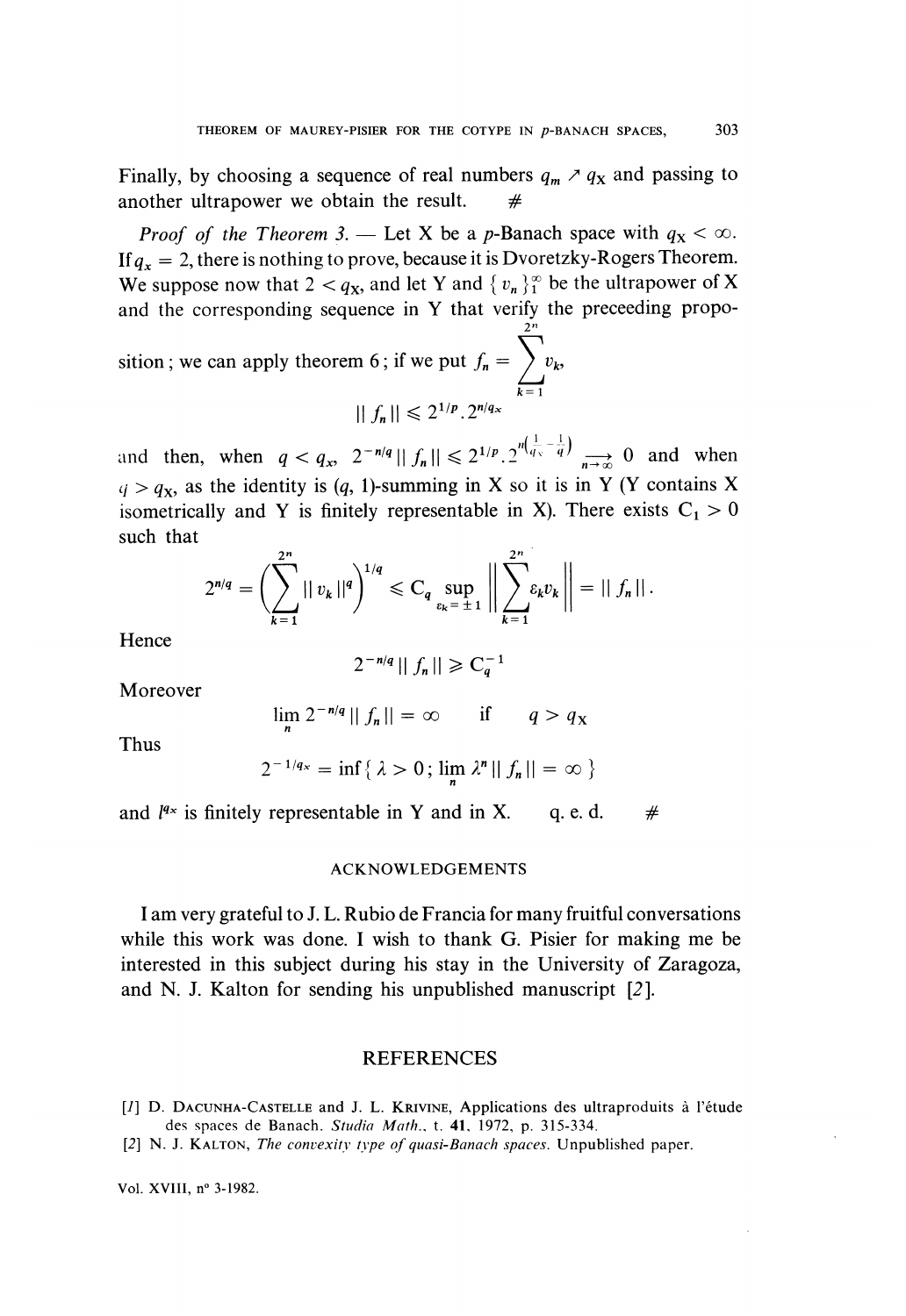Finally, by choosing a sequence of real numbers $q_m \nearrow q_X$ and passing to another ultrapower we obtain the result. #

*Proof of the Theorem 3.* — Let X be a $p$-Banach space with $q_X < \infty$. If $q_x = 2$, there is nothing to prove, because it is Dvoretzky-Rogers Theorem. We suppose now that $2 < q_X$, and let Y and $\{v_n\}_1^\infty$ be the ultrapower of X and the corresponding sequence in Y that verify the preceeding proposition; we can apply theorem 6; if we put $f_n = \sum_{k=1}^{2^n} v_k$,

$$\| f_n \| \leqslant 2^{1/p} . 2^{n/q_X}$$

and then, when $q < q_x$, $2^{-n/q} \| f_n \| \leqslant 2^{1/p} . 2^{n\left(\frac{1}{q_X} - \frac{1}{q}\right)} \underset{n \to \infty}{\longrightarrow} 0$ and when $q > q_X$, as the identity is $(q, 1)$-summing in X so it is in Y (Y contains X isometrically and Y is finitely representable in X). There exists $C_1 > 0$ such that

$$2^{n/q} = \left( \sum_{k=1}^{2^n} \| v_k \|^q \right)^{1/q} \leqslant C_q \sup_{\varepsilon_k = \pm 1} \left\| \sum_{k=1}^{2^n} \varepsilon_k v_k \right\| = \| f_n \| .$$

Hence

$$2^{-n/q} \| f_n \| \geqslant C_q^{-1}$$

Moreover

$$\lim_n 2^{-n/q} \| f_n \| = \infty \qquad \text{if} \qquad q > q_X$$

Thus

$$2^{-1/q_X} = \inf \{ \lambda > 0 ; \lim_n \lambda^n \| f_n \| = \infty \}$$

and $l^{q_X}$ is finitely representable in Y and in X. q. e. d. #

## ACKNOWLEDGEMENTS

I am very grateful to J. L. Rubio de Francia for many fruitful conversations while this work was done. I wish to thank G. Pisier for making me be interested in this subject during his stay in the University of Zaragoza, and N. J. Kalton for sending his unpublished manuscript [*2*].

## REFERENCES

[*1*] D. Dacunha-Castelle and J. L. Krivine, Applications des ultraproduits à l'étude des spaces de Banach. *Studia Math.*, t. **41**, 1972, p. 315-334.

[*2*] N. J. Kalton, *The convexity type of quasi-Banach spaces*. Unpublished paper.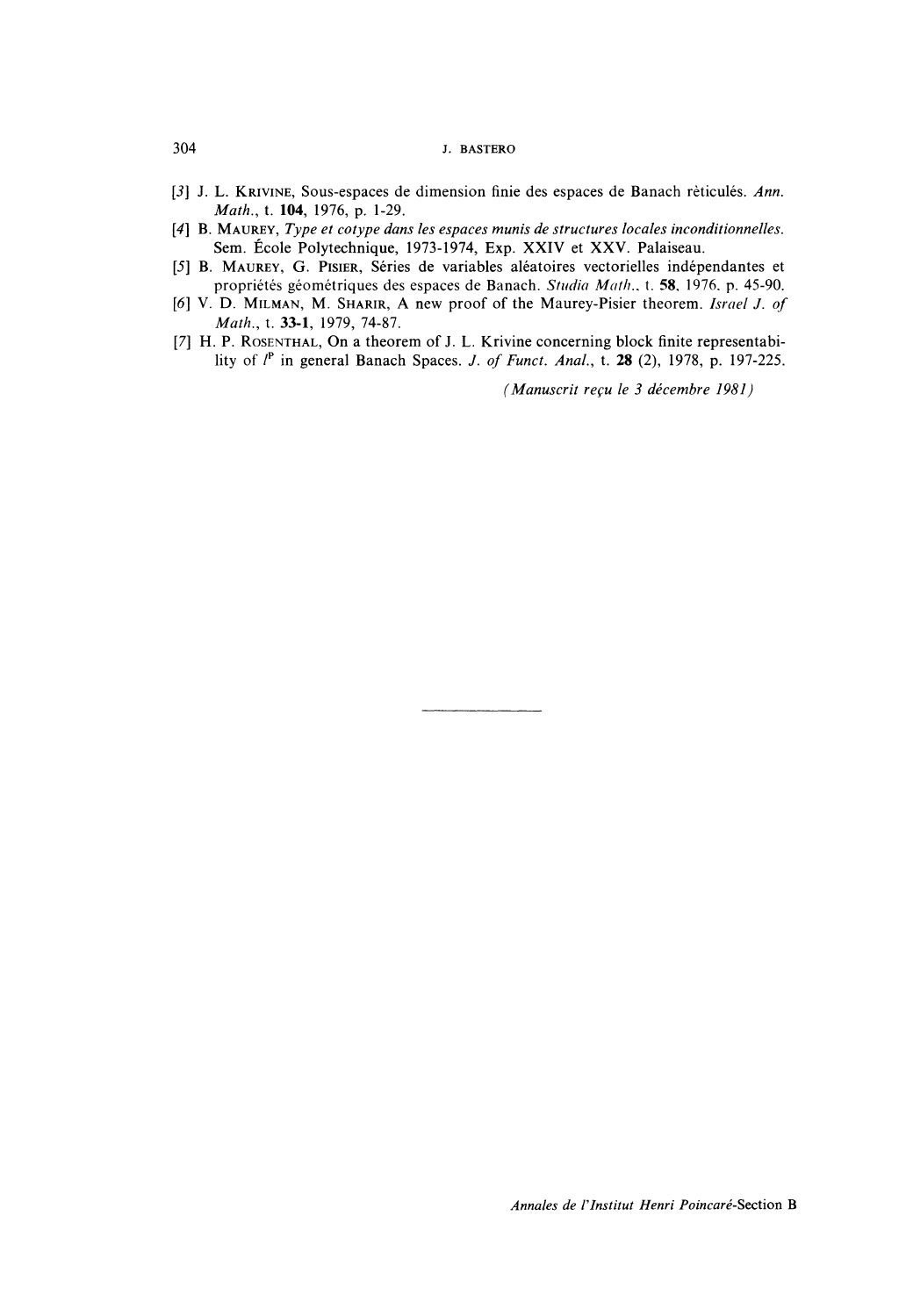[3] J. L. KRIVINE, Sous-espaces de dimension finie des espaces de Banach rèticulés. *Ann. Math.*, t. **104**, 1976, p. 1-29.

[4] B. MAUREY, *Type et cotype dans les espaces munis de structures locales inconditionnelles.* Sem. École Polytechnique, 1973-1974, Exp. XXIV et XXV. Palaiseau.

[5] B. MAUREY, G. PISIER, Séries de variables aléatoires vectorielles indépendantes et propriétés géométriques des espaces de Banach. *Studia Math.*, t. **58**, 1976, p. 45-90.

[6] V. D. MILMAN, M. SHARIR, A new proof of the Maurey-Pisier theorem. *Israel J. of Math.*, t. **33-1**, 1979, 74-87.

[7] H. P. ROSENTHAL, On a theorem of J. L. Krivine concerning block finite representability of $l^p$ in general Banach Spaces. *J. of Funct. Anal.*, t. **28** (2), 1978, p. 197-225.

*(Manuscrit reçu le 3 décembre 1981)*